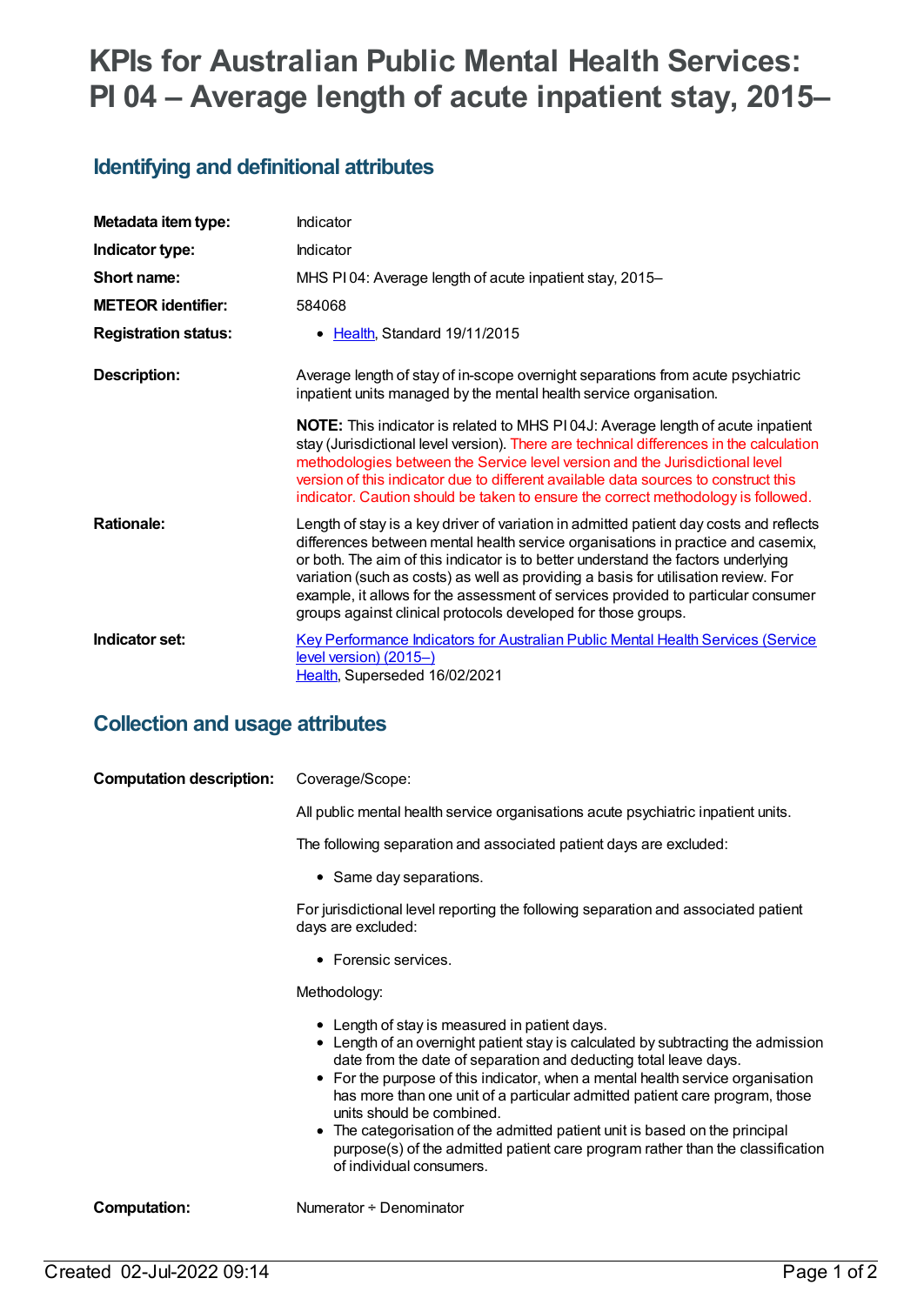# KPIs for Australian Public Mental Health Services: PI 04 – Average length of acute inpatient stay, 2015–

## Identifying and definitional attributes

| | |
|---|---|
| **Metadata item type:** | Indicator |
| **Indicator type:** | Indicator |
| **Short name:** | MHS PI 04: Average length of acute inpatient stay, 2015– |
| **METEOR identifier:** | 584068 |
| **Registration status:** | • Health, Standard 19/11/2015 |
| **Description:** | Average length of stay of in-scope overnight separations from acute psychiatric inpatient units managed by the mental health service organisation.<br><br>**NOTE:** This indicator is related to MHS PI 04J: Average length of acute inpatient stay (Jurisdictional level version). There are technical differences in the calculation methodologies between the Service level version and the Jurisdictional level version of this indicator due to different available data sources to construct this indicator. Caution should be taken to ensure the correct methodology is followed. |
| **Rationale:** | Length of stay is a key driver of variation in admitted patient day costs and reflects differences between mental health service organisations in practice and casemix, or both. The aim of this indicator is to better understand the factors underlying variation (such as costs) as well as providing a basis for utilisation review. For example, it allows for the assessment of services provided to particular consumer groups against clinical protocols developed for those groups. |
| **Indicator set:** | Key Performance Indicators for Australian Public Mental Health Services (Service level version) (2015–)<br>Health, Superseded 16/02/2021 |

## Collection and usage attributes

**Computation description:**

Coverage/Scope:

All public mental health service organisations acute psychiatric inpatient units.

The following separation and associated patient days are excluded:

- Same day separations.

For jurisdictional level reporting the following separation and associated patient days are excluded:

- Forensic services.

Methodology:

- Length of stay is measured in patient days.
- Length of an overnight patient stay is calculated by subtracting the admission date from the date of separation and deducting total leave days.
- For the purpose of this indicator, when a mental health service organisation has more than one unit of a particular admitted patient care program, those units should be combined.
- The categorisation of the admitted patient unit is based on the principal purpose(s) of the admitted patient care program rather than the classification of individual consumers.

**Computation:** Numerator ÷ Denominator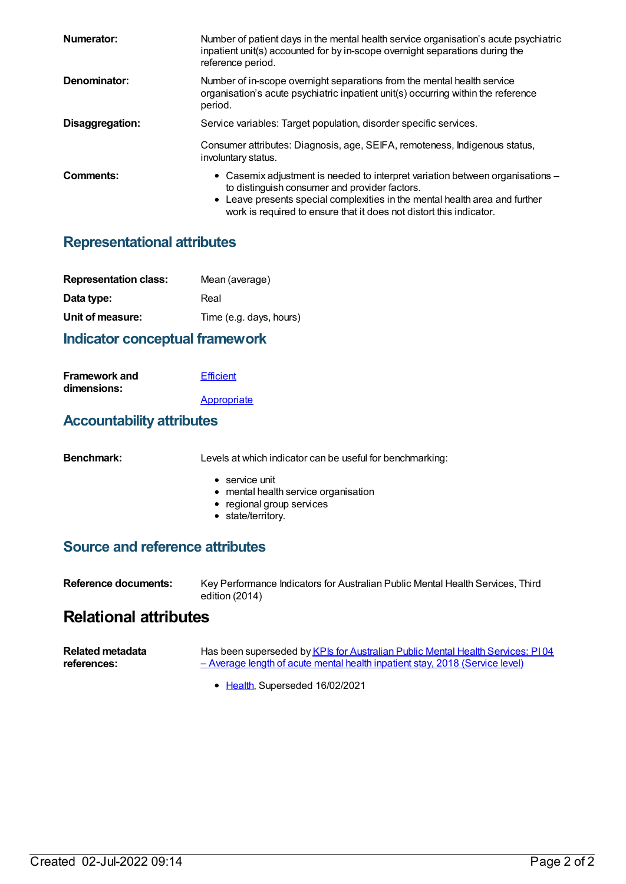**Numerator:** Number of patient days in the mental health service organisation's acute psychiatric inpatient unit(s) accounted for by in-scope overnight separations during the reference period.

**Denominator:** Number of in-scope overnight separations from the mental health service organisation's acute psychiatric inpatient unit(s) occurring within the reference period.

**Disaggregation:** Service variables: Target population, disorder specific services.

Consumer attributes: Diagnosis, age, SEIFA, remoteness, Indigenous status, involuntary status.

**Comments:**

- Casemix adjustment is needed to interpret variation between organisations – to distinguish consumer and provider factors.
- Leave presents special complexities in the mental health area and further work is required to ensure that it does not distort this indicator.

## Representational attributes

**Representation class:** Mean (average)

**Data type:** Real

**Unit of measure:** Time (e.g. days, hours)

## Indicator conceptual framework

**Framework and dimensions:** Efficient

Appropriate

## Accountability attributes

**Benchmark:** Levels at which indicator can be useful for benchmarking:

- service unit
- mental health service organisation
- regional group services
- state/territory.

## Source and reference attributes

**Reference documents:** Key Performance Indicators for Australian Public Mental Health Services, Third edition (2014)

# Relational attributes

**Related metadata references:** Has been superseded by KPIs for Australian Public Mental Health Services: PI 04 – Average length of acute mental health inpatient stay, 2018 (Service level)

- Health, Superseded 16/02/2021